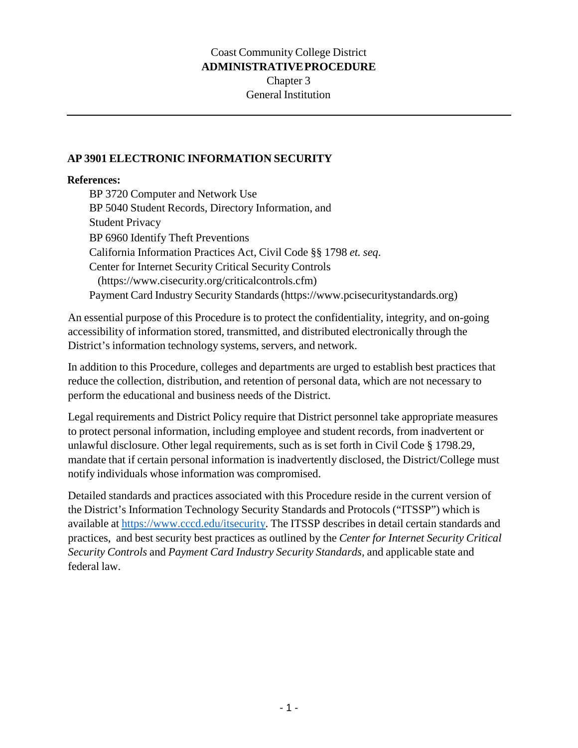Coast Community College District
**ADMINISTRATIVE PROCEDURE**
Chapter 3
General Institution

---

## AP 3901 ELECTRONIC INFORMATION SECURITY

**References:**

BP 3720 Computer and Network Use
BP 5040 Student Records, Directory Information, and Student Privacy
BP 6960 Identify Theft Preventions
California Information Practices Act, Civil Code §§ 1798 *et. seq*.
Center for Internet Security Critical Security Controls (https://www.cisecurity.org/criticalcontrols.cfm)
Payment Card Industry Security Standards (https://www.pcisecuritystandards.org)

An essential purpose of this Procedure is to protect the confidentiality, integrity, and on-going accessibility of information stored, transmitted, and distributed electronically through the District's information technology systems, servers, and network.

In addition to this Procedure, colleges and departments are urged to establish best practices that reduce the collection, distribution, and retention of personal data, which are not necessary to perform the educational and business needs of the District.

Legal requirements and District Policy require that District personnel take appropriate measures to protect personal information, including employee and student records, from inadvertent or unlawful disclosure. Other legal requirements, such as is set forth in Civil Code § 1798.29, mandate that if certain personal information is inadvertently disclosed, the District/College must notify individuals whose information was compromised.

Detailed standards and practices associated with this Procedure reside in the current version of the District's Information Technology Security Standards and Protocols ("ITSSP") which is available at https://www.cccd.edu/itsecurity. The ITSSP describes in detail certain standards and practices, and best security best practices as outlined by the *Center for Internet Security Critical Security Controls* and *Payment Card Industry Security Standards*, and applicable state and federal law.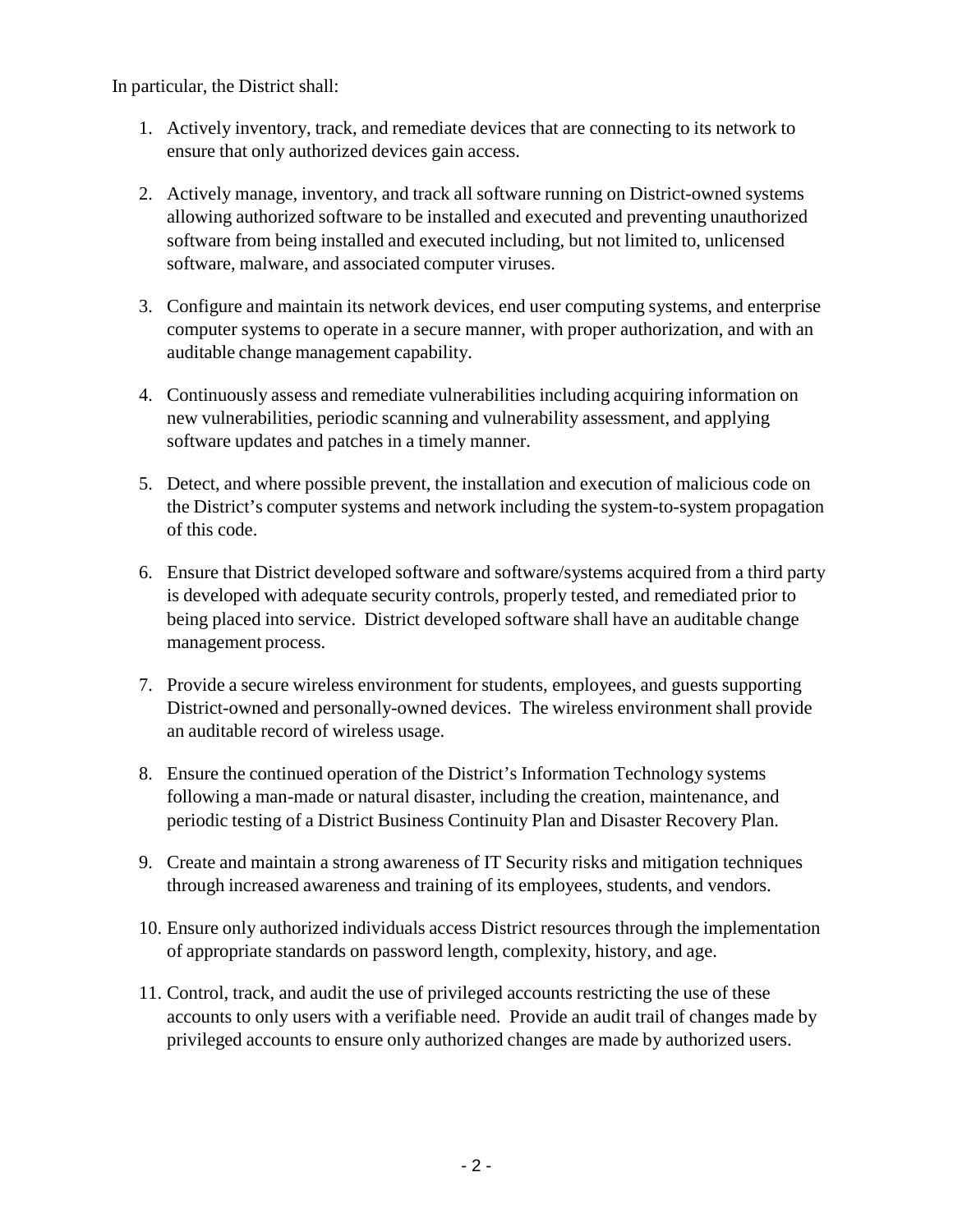In particular, the District shall:

1. Actively inventory, track, and remediate devices that are connecting to its network to ensure that only authorized devices gain access.

2. Actively manage, inventory, and track all software running on District-owned systems allowing authorized software to be installed and executed and preventing unauthorized software from being installed and executed including, but not limited to, unlicensed software, malware, and associated computer viruses.

3. Configure and maintain its network devices, end user computing systems, and enterprise computer systems to operate in a secure manner, with proper authorization, and with an auditable change management capability.

4. Continuously assess and remediate vulnerabilities including acquiring information on new vulnerabilities, periodic scanning and vulnerability assessment, and applying software updates and patches in a timely manner.

5. Detect, and where possible prevent, the installation and execution of malicious code on the District's computer systems and network including the system-to-system propagation of this code.

6. Ensure that District developed software and software/systems acquired from a third party is developed with adequate security controls, properly tested, and remediated prior to being placed into service. District developed software shall have an auditable change management process.

7. Provide a secure wireless environment for students, employees, and guests supporting District-owned and personally-owned devices. The wireless environment shall provide an auditable record of wireless usage.

8. Ensure the continued operation of the District's Information Technology systems following a man-made or natural disaster, including the creation, maintenance, and periodic testing of a District Business Continuity Plan and Disaster Recovery Plan.

9. Create and maintain a strong awareness of IT Security risks and mitigation techniques through increased awareness and training of its employees, students, and vendors.

10. Ensure only authorized individuals access District resources through the implementation of appropriate standards on password length, complexity, history, and age.

11. Control, track, and audit the use of privileged accounts restricting the use of these accounts to only users with a verifiable need. Provide an audit trail of changes made by privileged accounts to ensure only authorized changes are made by authorized users.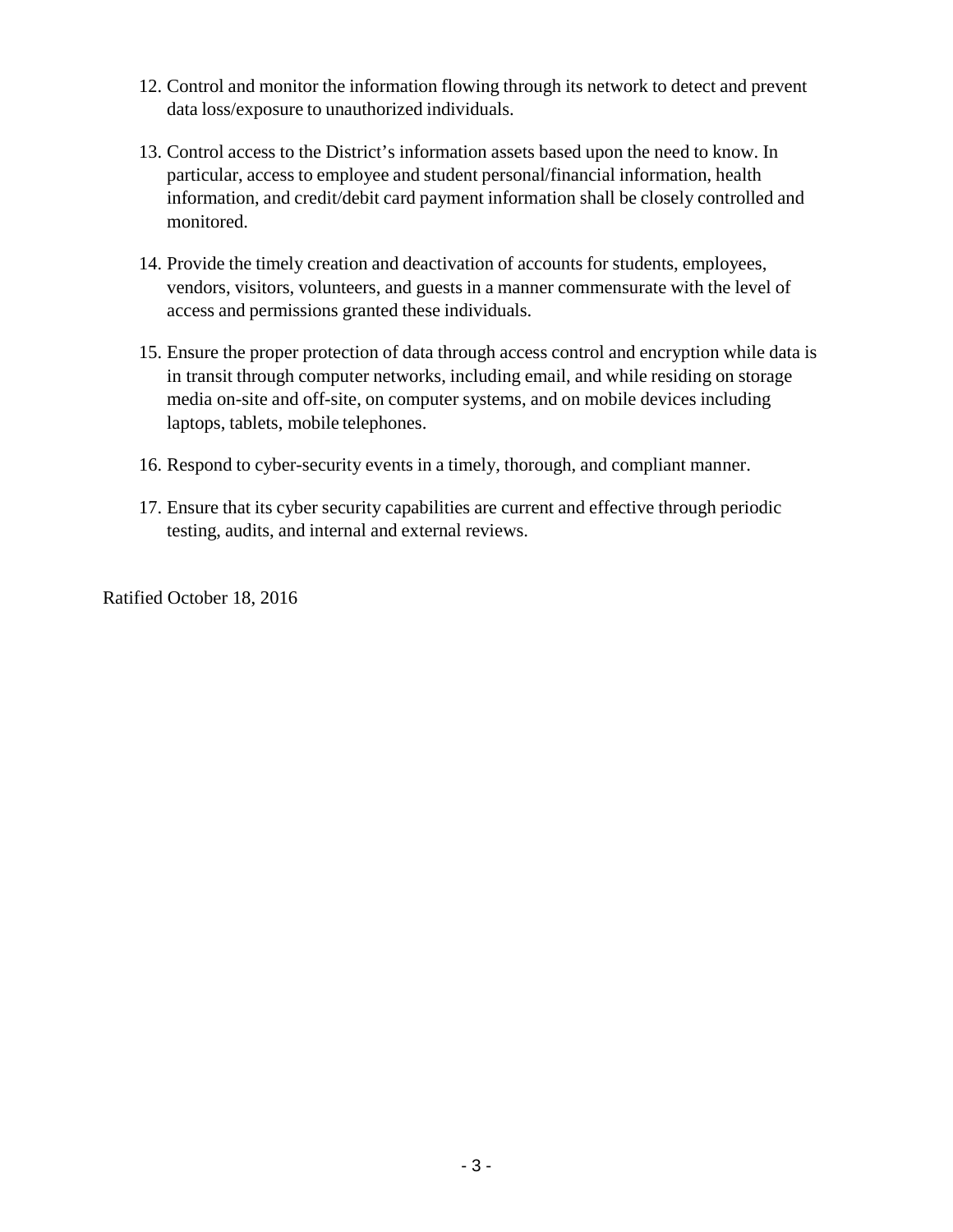12. Control and monitor the information flowing through its network to detect and prevent data loss/exposure to unauthorized individuals.

13. Control access to the District's information assets based upon the need to know. In particular, access to employee and student personal/financial information, health information, and credit/debit card payment information shall be closely controlled and monitored.

14. Provide the timely creation and deactivation of accounts for students, employees, vendors, visitors, volunteers, and guests in a manner commensurate with the level of access and permissions granted these individuals.

15. Ensure the proper protection of data through access control and encryption while data is in transit through computer networks, including email, and while residing on storage media on-site and off-site, on computer systems, and on mobile devices including laptops, tablets, mobile telephones.

16. Respond to cyber-security events in a timely, thorough, and compliant manner.

17. Ensure that its cyber security capabilities are current and effective through periodic testing, audits, and internal and external reviews.

Ratified October 18, 2016